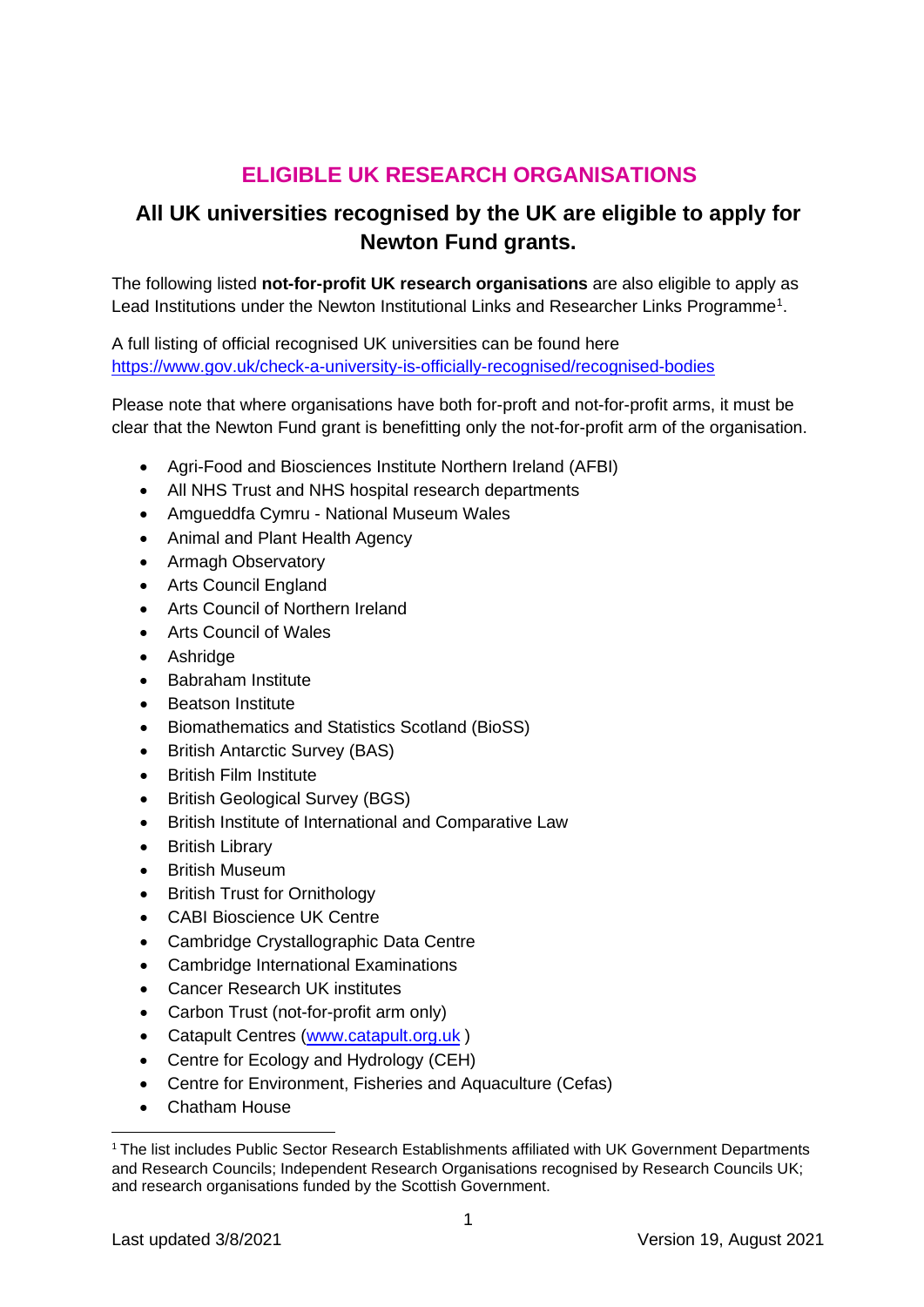# ELIGIBLE UK RESEARCH ORGANISATIONS

## All UK universities recognised by the UK are eligible to apply for Newton Fund grants.

The following listed **not-for-profit UK research organisations** are also eligible to apply as Lead Institutions under the Newton Institutional Links and Researcher Links Programme[1].

A full listing of official recognised UK universities can be found here https://www.gov.uk/check-a-university-is-officially-recognised/recognised-bodies

Please note that where organisations have both for-proft and not-for-profit arms, it must be clear that the Newton Fund grant is benefitting only the not-for-profit arm of the organisation.

- Agri-Food and Biosciences Institute Northern Ireland (AFBI)
- All NHS Trust and NHS hospital research departments
- Amgueddfa Cymru - National Museum Wales
- Animal and Plant Health Agency
- Armagh Observatory
- Arts Council England
- Arts Council of Northern Ireland
- Arts Council of Wales
- Ashridge
- Babraham Institute
- Beatson Institute
- Biomathematics and Statistics Scotland (BioSS)
- British Antarctic Survey (BAS)
- British Film Institute
- British Geological Survey (BGS)
- British Institute of International and Comparative Law
- British Library
- British Museum
- British Trust for Ornithology
- CABI Bioscience UK Centre
- Cambridge Crystallographic Data Centre
- Cambridge International Examinations
- Cancer Research UK institutes
- Carbon Trust (not-for-profit arm only)
- Catapult Centres (www.catapult.org.uk )
- Centre for Ecology and Hydrology (CEH)
- Centre for Environment, Fisheries and Aquaculture (Cefas)
- Chatham House

[1] The list includes Public Sector Research Establishments affiliated with UK Government Departments and Research Councils; Independent Research Organisations recognised by Research Councils UK; and research organisations funded by the Scottish Government.

Last updated 3/8/2021 Version 19, August 2021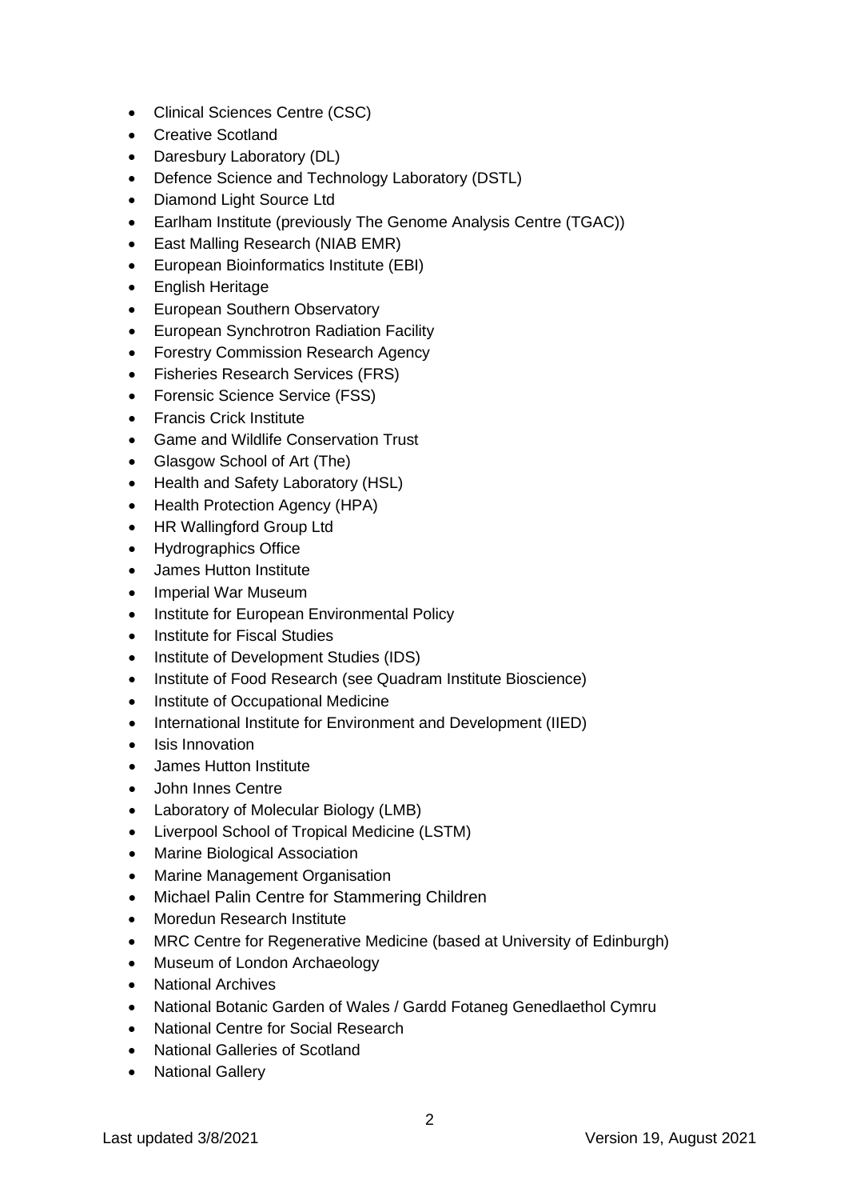- Clinical Sciences Centre (CSC)
- Creative Scotland
- Daresbury Laboratory (DL)
- Defence Science and Technology Laboratory (DSTL)
- Diamond Light Source Ltd
- Earlham Institute (previously The Genome Analysis Centre (TGAC))
- East Malling Research (NIAB EMR)
- European Bioinformatics Institute (EBI)
- English Heritage
- European Southern Observatory
- European Synchrotron Radiation Facility
- Forestry Commission Research Agency
- Fisheries Research Services (FRS)
- Forensic Science Service (FSS)
- Francis Crick Institute
- Game and Wildlife Conservation Trust
- Glasgow School of Art (The)
- Health and Safety Laboratory (HSL)
- Health Protection Agency (HPA)
- HR Wallingford Group Ltd
- Hydrographics Office
- James Hutton Institute
- Imperial War Museum
- Institute for European Environmental Policy
- Institute for Fiscal Studies
- Institute of Development Studies (IDS)
- Institute of Food Research (see Quadram Institute Bioscience)
- Institute of Occupational Medicine
- International Institute for Environment and Development (IIED)
- Isis Innovation
- James Hutton Institute
- John Innes Centre
- Laboratory of Molecular Biology (LMB)
- Liverpool School of Tropical Medicine (LSTM)
- Marine Biological Association
- Marine Management Organisation
- Michael Palin Centre for Stammering Children
- Moredun Research Institute
- MRC Centre for Regenerative Medicine (based at University of Edinburgh)
- Museum of London Archaeology
- National Archives
- National Botanic Garden of Wales / Gardd Fotaneg Genedlaethol Cymru
- National Centre for Social Research
- National Galleries of Scotland
- National Gallery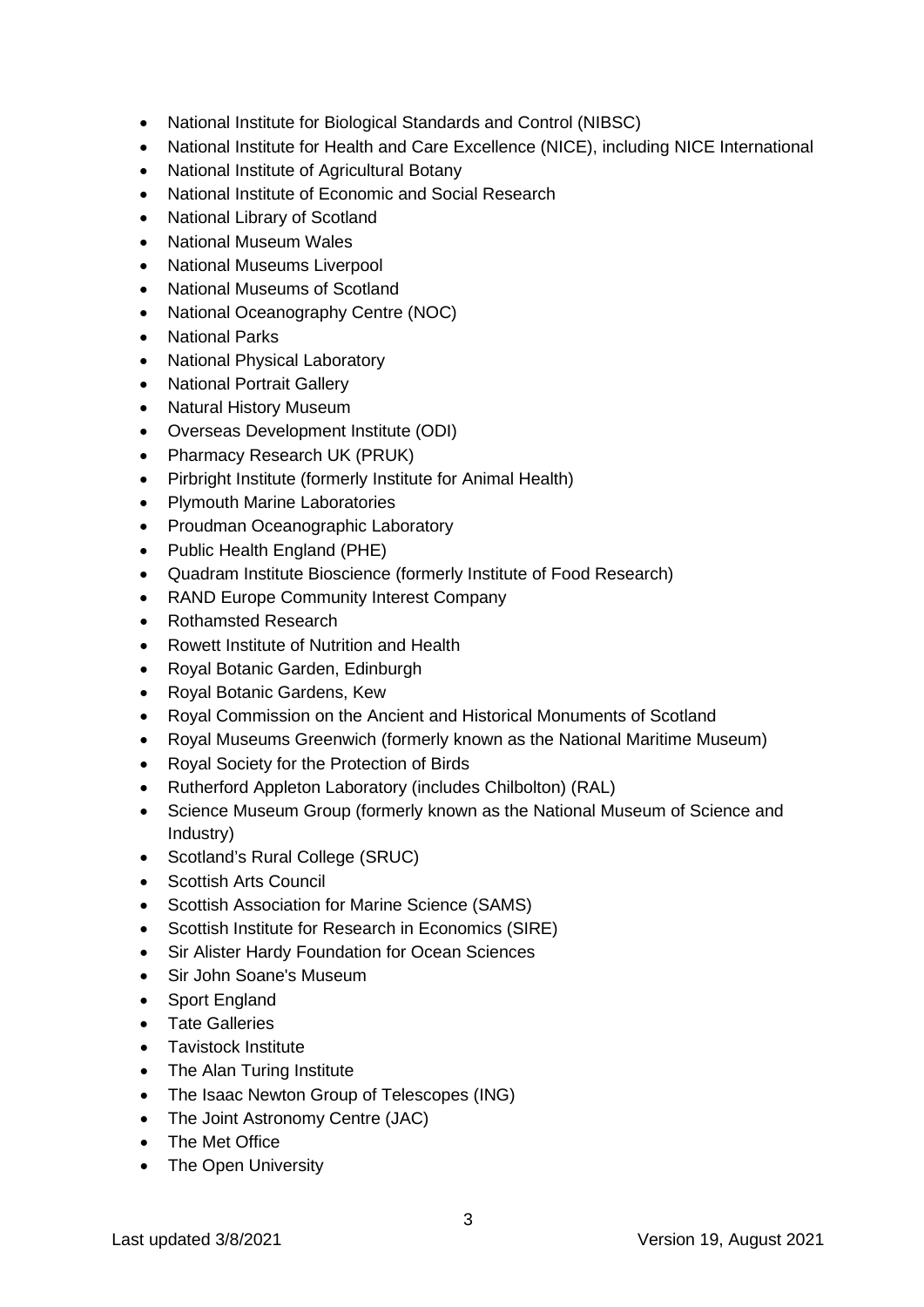- National Institute for Biological Standards and Control (NIBSC)
- National Institute for Health and Care Excellence (NICE), including NICE International
- National Institute of Agricultural Botany
- National Institute of Economic and Social Research
- National Library of Scotland
- National Museum Wales
- National Museums Liverpool
- National Museums of Scotland
- National Oceanography Centre (NOC)
- National Parks
- National Physical Laboratory
- National Portrait Gallery
- Natural History Museum
- Overseas Development Institute (ODI)
- Pharmacy Research UK (PRUK)
- Pirbright Institute (formerly Institute for Animal Health)
- Plymouth Marine Laboratories
- Proudman Oceanographic Laboratory
- Public Health England (PHE)
- Quadram Institute Bioscience (formerly Institute of Food Research)
- RAND Europe Community Interest Company
- Rothamsted Research
- Rowett Institute of Nutrition and Health
- Royal Botanic Garden, Edinburgh
- Royal Botanic Gardens, Kew
- Royal Commission on the Ancient and Historical Monuments of Scotland
- Royal Museums Greenwich (formerly known as the National Maritime Museum)
- Royal Society for the Protection of Birds
- Rutherford Appleton Laboratory (includes Chilbolton) (RAL)
- Science Museum Group (formerly known as the National Museum of Science and Industry)
- Scotland's Rural College (SRUC)
- Scottish Arts Council
- Scottish Association for Marine Science (SAMS)
- Scottish Institute for Research in Economics (SIRE)
- Sir Alister Hardy Foundation for Ocean Sciences
- Sir John Soane's Museum
- Sport England
- Tate Galleries
- Tavistock Institute
- The Alan Turing Institute
- The Isaac Newton Group of Telescopes (ING)
- The Joint Astronomy Centre (JAC)
- The Met Office
- The Open University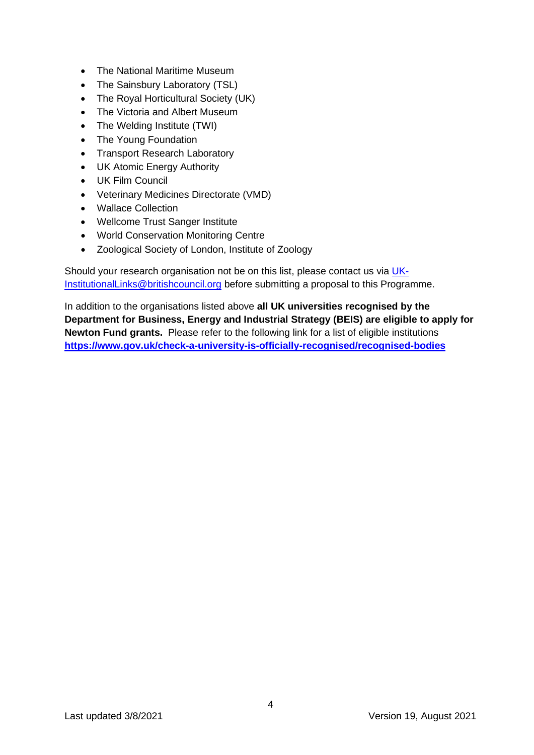- The National Maritime Museum
- The Sainsbury Laboratory (TSL)
- The Royal Horticultural Society (UK)
- The Victoria and Albert Museum
- The Welding Institute (TWI)
- The Young Foundation
- Transport Research Laboratory
- UK Atomic Energy Authority
- UK Film Council
- Veterinary Medicines Directorate (VMD)
- Wallace Collection
- Wellcome Trust Sanger Institute
- World Conservation Monitoring Centre
- Zoological Society of London, Institute of Zoology

Should your research organisation not be on this list, please contact us via UK-InstitutionalLinks@britishcouncil.org before submitting a proposal to this Programme.

In addition to the organisations listed above **all UK universities recognised by the Department for Business, Energy and Industrial Strategy (BEIS) are eligible to apply for Newton Fund grants.** Please refer to the following link for a list of eligible institutions **https://www.gov.uk/check-a-university-is-officially-recognised/recognised-bodies**